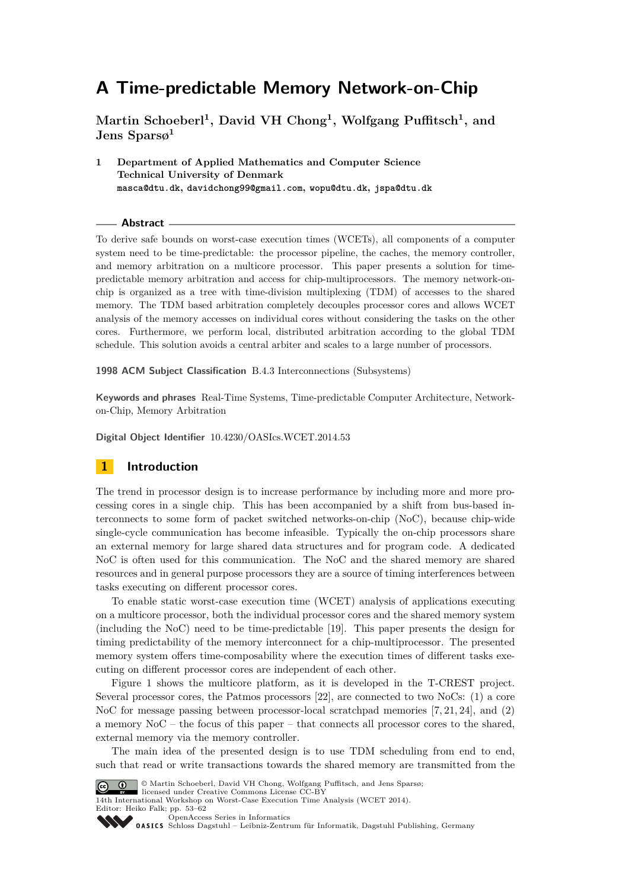# A Time-predictable Memory Network-on-Chip

**Martin Schoeberl[1], David VH Chong[1], Wolfgang Puffitsch[1], and Jens Sparsø[1]**

**1 Department of Applied Mathematics and Computer Science**
**Technical University of Denmark**
masca@dtu.dk, davidchong99@gmail.com, wopu@dtu.dk, jspa@dtu.dk

## Abstract

To derive safe bounds on worst-case execution times (WCETs), all components of a computer system need to be time-predictable: the processor pipeline, the caches, the memory controller, and memory arbitration on a multicore processor. This paper presents a solution for time-predictable memory arbitration and access for chip-multiprocessors. The memory network-on-chip is organized as a tree with time-division multiplexing (TDM) of accesses to the shared memory. The TDM based arbitration completely decouples processor cores and allows WCET analysis of the memory accesses on individual cores without considering the tasks on the other cores. Furthermore, we perform local, distributed arbitration according to the global TDM schedule. This solution avoids a central arbiter and scales to a large number of processors.

**1998 ACM Subject Classification** B.4.3 Interconnections (Subsystems)

**Keywords and phrases** Real-Time Systems, Time-predictable Computer Architecture, Network-on-Chip, Memory Arbitration

**Digital Object Identifier** 10.4230/OASIcs.WCET.2014.53

## 1 Introduction

The trend in processor design is to increase performance by including more and more processing cores in a single chip. This has been accompanied by a shift from bus-based interconnects to some form of packet switched networks-on-chip (NoC), because chip-wide single-cycle communication has become infeasible. Typically the on-chip processors share an external memory for large shared data structures and for program code. A dedicated NoC is often used for this communication. The NoC and the shared memory are shared resources and in general purpose processors they are a source of timing interferences between tasks executing on different processor cores.

To enable static worst-case execution time (WCET) analysis of applications executing on a multicore processor, both the individual processor cores and the shared memory system (including the NoC) need to be time-predictable [19]. This paper presents the design for timing predictability of the memory interconnect for a chip-multiprocessor. The presented memory system offers time-composability where the execution times of different tasks executing on different processor cores are independent of each other.

Figure 1 shows the multicore platform, as it is developed in the T-CREST project. Several processor cores, the Patmos processors [22], are connected to two NoCs: (1) a core NoC for message passing between processor-local scratchpad memories [7, 21, 24], and (2) a memory NoC – the focus of this paper – that connects all processor cores to the shared, external memory via the memory controller.

The main idea of the presented design is to use TDM scheduling from end to end, such that read or write transactions towards the shared memory are transmitted from the

© Martin Schoeberl, David VH Chong, Wolfgang Puffitsch, and Jens Sparsø;
licensed under Creative Commons License CC-BY
14th International Workshop on Worst-Case Execution Time Analysis (WCET 2014).
Editor: Heiko Falk; pp. 53–62
OpenAccess Series in Informatics
Schloss Dagstuhl – Leibniz-Zentrum für Informatik, Dagstuhl Publishing, Germany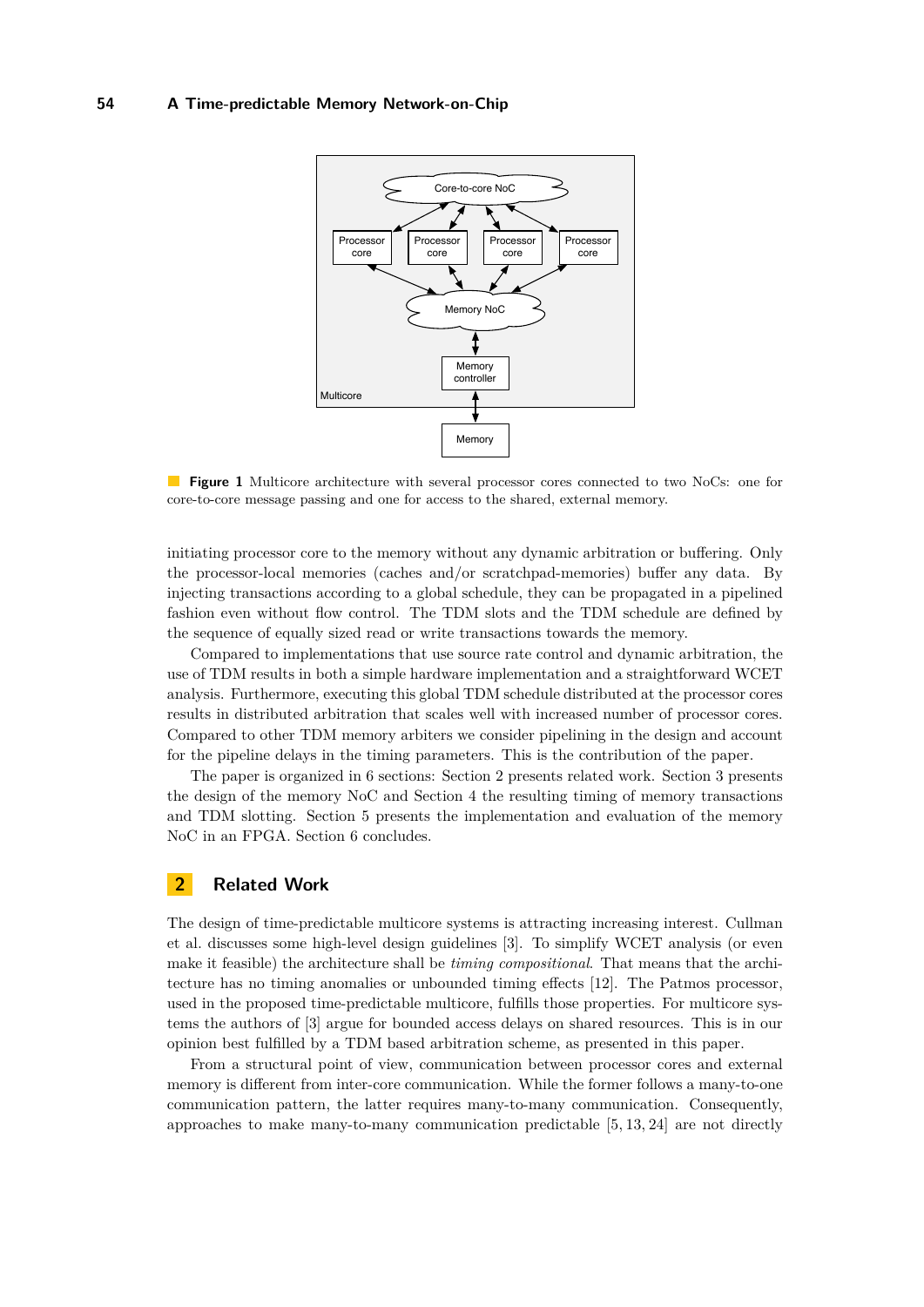**Figure 1** Multicore architecture with several processor cores connected to two NoCs: one for core-to-core message passing and one for access to the shared, external memory.

initiating processor core to the memory without any dynamic arbitration or buffering. Only the processor-local memories (caches and/or scratchpad-memories) buffer any data. By injecting transactions according to a global schedule, they can be propagated in a pipelined fashion even without flow control. The TDM slots and the TDM schedule are defined by the sequence of equally sized read or write transactions towards the memory.

Compared to implementations that use source rate control and dynamic arbitration, the use of TDM results in both a simple hardware implementation and a straightforward WCET analysis. Furthermore, executing this global TDM schedule distributed at the processor cores results in distributed arbitration that scales well with increased number of processor cores. Compared to other TDM memory arbiters we consider pipelining in the design and account for the pipeline delays in the timing parameters. This is the contribution of the paper.

The paper is organized in 6 sections: Section 2 presents related work. Section 3 presents the design of the memory NoC and Section 4 the resulting timing of memory transactions and TDM slotting. Section 5 presents the implementation and evaluation of the memory NoC in an FPGA. Section 6 concludes.

## 2 Related Work

The design of time-predictable multicore systems is attracting increasing interest. Cullman et al. discusses some high-level design guidelines [3]. To simplify WCET analysis (or even make it feasible) the architecture shall be *timing compositional*. That means that the architecture has no timing anomalies or unbounded timing effects [12]. The Patmos processor, used in the proposed time-predictable multicore, fulfills those properties. For multicore systems the authors of [3] argue for bounded access delays on shared resources. This is in our opinion best fulfilled by a TDM based arbitration scheme, as presented in this paper.

From a structural point of view, communication between processor cores and external memory is different from inter-core communication. While the former follows a many-to-one communication pattern, the latter requires many-to-many communication. Consequently, approaches to make many-to-many communication predictable [5, 13, 24] are not directly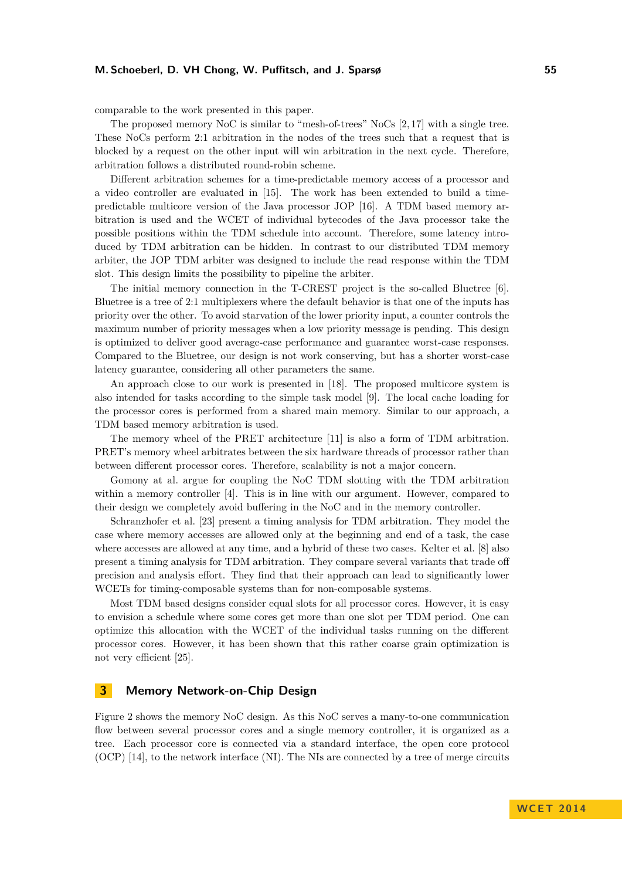comparable to the work presented in this paper.

The proposed memory NoC is similar to "mesh-of-trees" NoCs [2, 17] with a single tree. These NoCs perform 2:1 arbitration in the nodes of the trees such that a request that is blocked by a request on the other input will win arbitration in the next cycle. Therefore, arbitration follows a distributed round-robin scheme.

Different arbitration schemes for a time-predictable memory access of a processor and a video controller are evaluated in [15]. The work has been extended to build a time-predictable multicore version of the Java processor JOP [16]. A TDM based memory arbitration is used and the WCET of individual bytecodes of the Java processor take the possible positions within the TDM schedule into account. Therefore, some latency introduced by TDM arbitration can be hidden. In contrast to our distributed TDM memory arbiter, the JOP TDM arbiter was designed to include the read response within the TDM slot. This design limits the possibility to pipeline the arbiter.

The initial memory connection in the T-CREST project is the so-called Bluetree [6]. Bluetree is a tree of 2:1 multiplexers where the default behavior is that one of the inputs has priority over the other. To avoid starvation of the lower priority input, a counter controls the maximum number of priority messages when a low priority message is pending. This design is optimized to deliver good average-case performance and guarantee worst-case responses. Compared to the Bluetree, our design is not work conserving, but has a shorter worst-case latency guarantee, considering all other parameters the same.

An approach close to our work is presented in [18]. The proposed multicore system is also intended for tasks according to the simple task model [9]. The local cache loading for the processor cores is performed from a shared main memory. Similar to our approach, a TDM based memory arbitration is used.

The memory wheel of the PRET architecture [11] is also a form of TDM arbitration. PRET's memory wheel arbitrates between the six hardware threads of processor rather than between different processor cores. Therefore, scalability is not a major concern.

Gomony at al. argue for coupling the NoC TDM slotting with the TDM arbitration within a memory controller [4]. This is in line with our argument. However, compared to their design we completely avoid buffering in the NoC and in the memory controller.

Schranzhofer et al. [23] present a timing analysis for TDM arbitration. They model the case where memory accesses are allowed only at the beginning and end of a task, the case where accesses are allowed at any time, and a hybrid of these two cases. Kelter et al. [8] also present a timing analysis for TDM arbitration. They compare several variants that trade off precision and analysis effort. They find that their approach can lead to significantly lower WCETs for timing-composable systems than for non-composable systems.

Most TDM based designs consider equal slots for all processor cores. However, it is easy to envision a schedule where some cores get more than one slot per TDM period. One can optimize this allocation with the WCET of the individual tasks running on the different processor cores. However, it has been shown that this rather coarse grain optimization is not very efficient [25].

## 3 Memory Network-on-Chip Design

Figure 2 shows the memory NoC design. As this NoC serves a many-to-one communication flow between several processor cores and a single memory controller, it is organized as a tree. Each processor core is connected via a standard interface, the open core protocol (OCP) [14], to the network interface (NI). The NIs are connected by a tree of merge circuits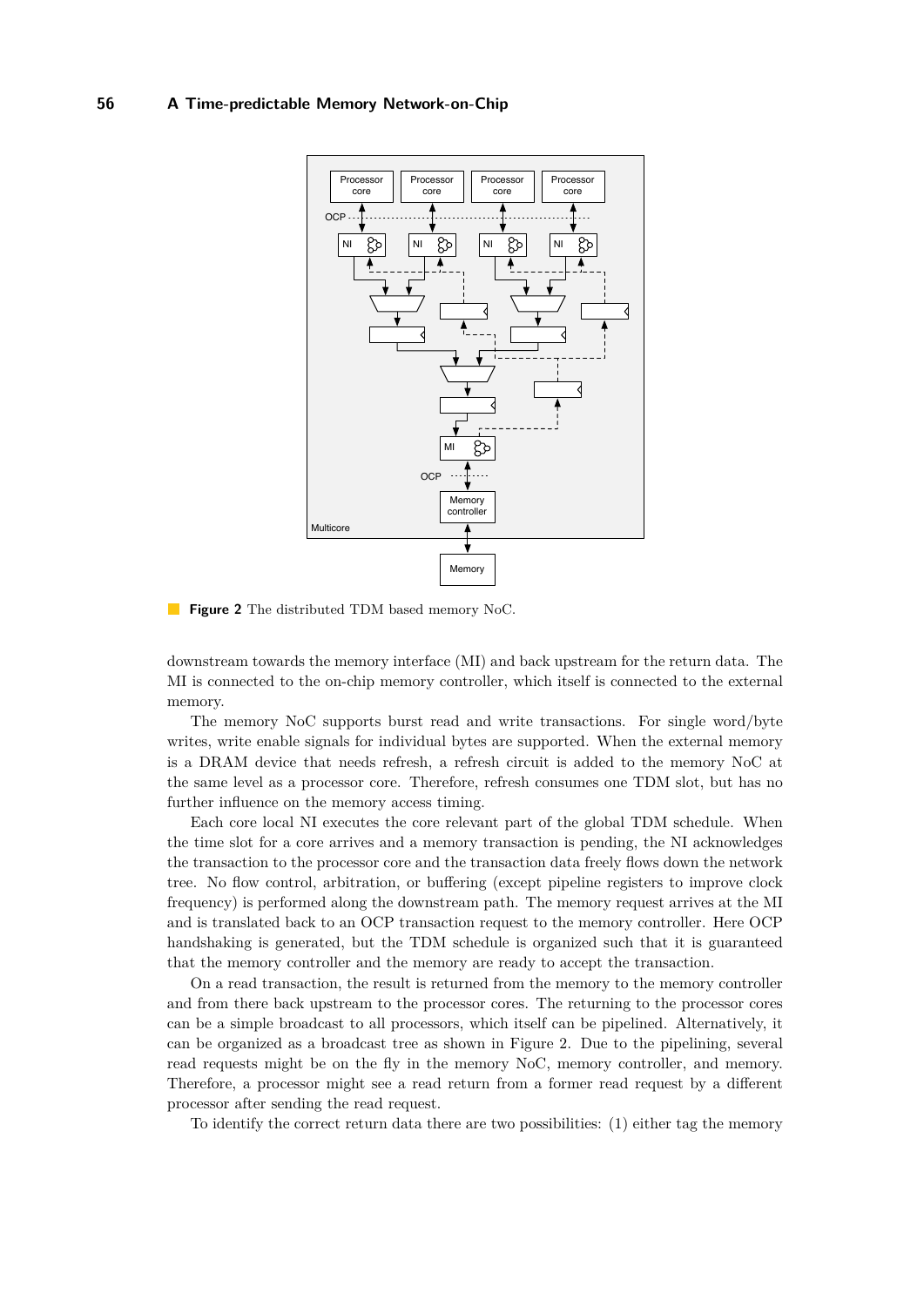**Figure 2** The distributed TDM based memory NoC.

downstream towards the memory interface (MI) and back upstream for the return data. The MI is connected to the on-chip memory controller, which itself is connected to the external memory.

The memory NoC supports burst read and write transactions. For single word/byte writes, write enable signals for individual bytes are supported. When the external memory is a DRAM device that needs refresh, a refresh circuit is added to the memory NoC at the same level as a processor core. Therefore, refresh consumes one TDM slot, but has no further influence on the memory access timing.

Each core local NI executes the core relevant part of the global TDM schedule. When the time slot for a core arrives and a memory transaction is pending, the NI acknowledges the transaction to the processor core and the transaction data freely flows down the network tree. No flow control, arbitration, or buffering (except pipeline registers to improve clock frequency) is performed along the downstream path. The memory request arrives at the MI and is translated back to an OCP transaction request to the memory controller. Here OCP handshaking is generated, but the TDM schedule is organized such that it is guaranteed that the memory controller and the memory are ready to accept the transaction.

On a read transaction, the result is returned from the memory to the memory controller and from there back upstream to the processor cores. The returning to the processor cores can be a simple broadcast to all processors, which itself can be pipelined. Alternatively, it can be organized as a broadcast tree as shown in Figure 2. Due to the pipelining, several read requests might be on the fly in the memory NoC, memory controller, and memory. Therefore, a processor might see a read return from a former read request by a different processor after sending the read request.

To identify the correct return data there are two possibilities: (1) either tag the memory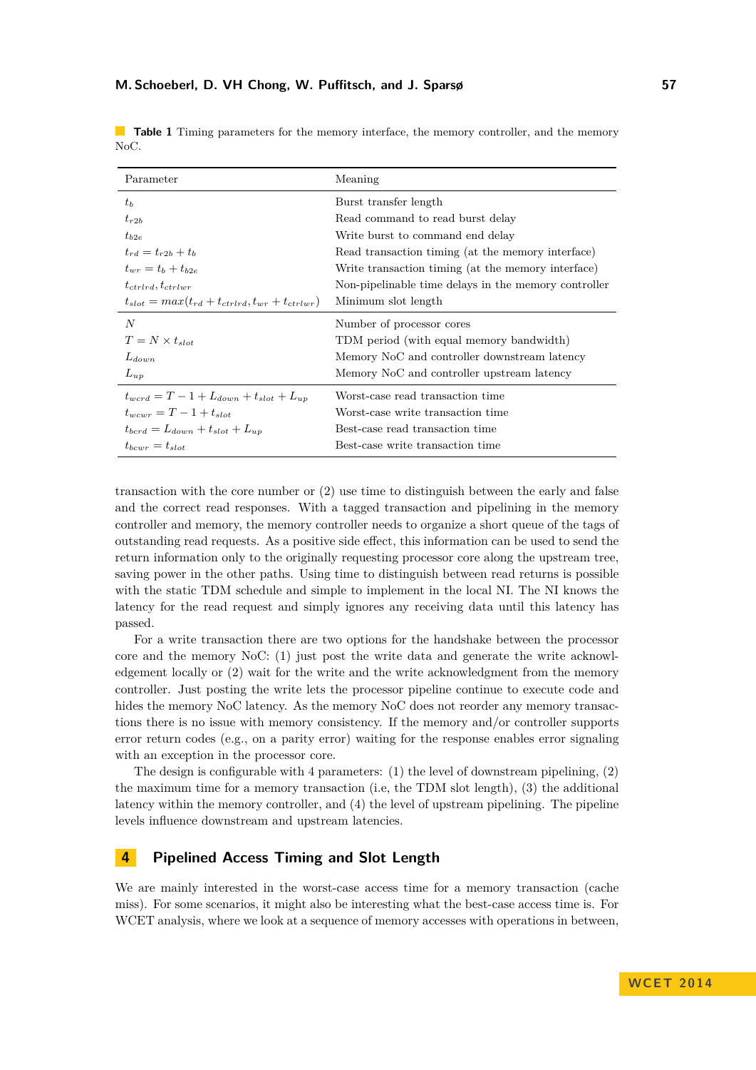**Table 1** Timing parameters for the memory interface, the memory controller, and the memory NoC.

| Parameter | Meaning |
|---|---|
| $t_b$ | Burst transfer length |
| $t_{r2b}$ | Read command to read burst delay |
| $t_{b2e}$ | Write burst to command end delay |
| $t_{rd} = t_{r2b} + t_b$ | Read transaction timing (at the memory interface) |
| $t_{wr} = t_b + t_{b2e}$ | Write transaction timing (at the memory interface) |
| $t_{ctrlrd}, t_{ctrlwr}$ | Non-pipelinable time delays in the memory controller |
| $t_{slot} = max(t_{rd} + t_{ctrlrd}, t_{wr} + t_{ctrlwr})$ | Minimum slot length |
| $N$ | Number of processor cores |
| $T = N \times t_{slot}$ | TDM period (with equal memory bandwidth) |
| $L_{down}$ | Memory NoC and controller downstream latency |
| $L_{up}$ | Memory NoC and controller upstream latency |
| $t_{wcrd} = T - 1 + L_{down} + t_{slot} + L_{up}$ | Worst-case read transaction time |
| $t_{wcwr} = T - 1 + t_{slot}$ | Worst-case write transaction time |
| $t_{bcrd} = L_{down} + t_{slot} + L_{up}$ | Best-case read transaction time |
| $t_{bcwr} = t_{slot}$ | Best-case write transaction time |

transaction with the core number or (2) use time to distinguish between the early and false and the correct read responses. With a tagged transaction and pipelining in the memory controller and memory, the memory controller needs to organize a short queue of the tags of outstanding read requests. As a positive side effect, this information can be used to send the return information only to the originally requesting processor core along the upstream tree, saving power in the other paths. Using time to distinguish between read returns is possible with the static TDM schedule and simple to implement in the local NI. The NI knows the latency for the read request and simply ignores any receiving data until this latency has passed.

For a write transaction there are two options for the handshake between the processor core and the memory NoC: (1) just post the write data and generate the write acknowledgement locally or (2) wait for the write and the write acknowledgment from the memory controller. Just posting the write lets the processor pipeline continue to execute code and hides the memory NoC latency. As the memory NoC does not reorder any memory transactions there is no issue with memory consistency. If the memory and/or controller supports error return codes (e.g., on a parity error) waiting for the response enables error signaling with an exception in the processor core.

The design is configurable with 4 parameters: (1) the level of downstream pipelining, (2) the maximum time for a memory transaction (i.e, the TDM slot length), (3) the additional latency within the memory controller, and (4) the level of upstream pipelining. The pipeline levels influence downstream and upstream latencies.

## 4 Pipelined Access Timing and Slot Length

We are mainly interested in the worst-case access time for a memory transaction (cache miss). For some scenarios, it might also be interesting what the best-case access time is. For WCET analysis, where we look at a sequence of memory accesses with operations in between,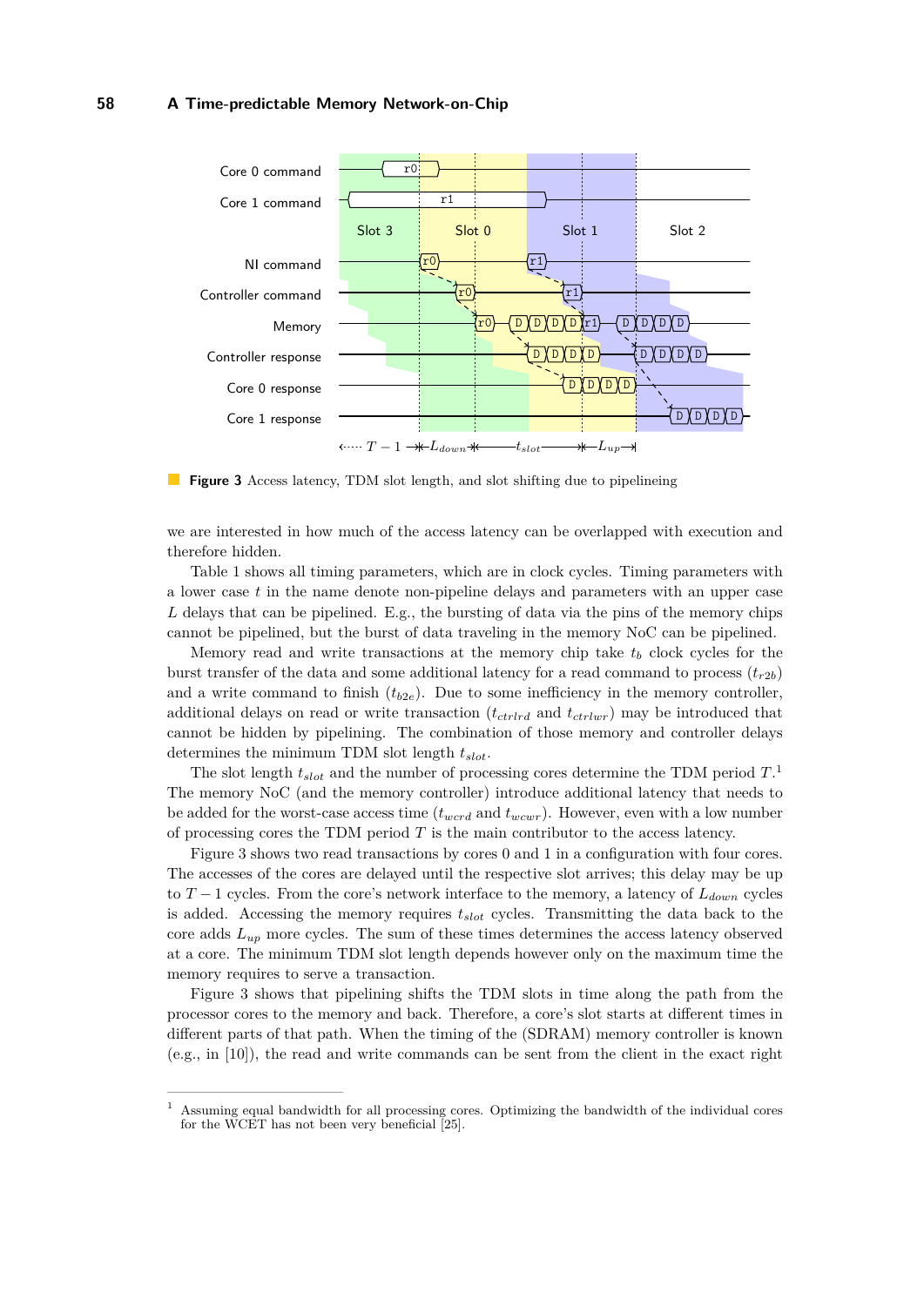**Figure 3** Access latency, TDM slot length, and slot shifting due to pipelineing

we are interested in how much of the access latency can be overlapped with execution and therefore hidden.

Table 1 shows all timing parameters, which are in clock cycles. Timing parameters with a lower case $t$ in the name denote non-pipeline delays and parameters with an upper case $L$ delays that can be pipelined. E.g., the bursting of data via the pins of the memory chips cannot be pipelined, but the burst of data traveling in the memory NoC can be pipelined.

Memory read and write transactions at the memory chip take $t_b$ clock cycles for the burst transfer of the data and some additional latency for a read command to process ($t_{r2b}$) and a write command to finish ($t_{b2e}$). Due to some inefficiency in the memory controller, additional delays on read or write transaction ($t_{ctrlrd}$ and $t_{ctrlwr}$) may be introduced that cannot be hidden by pipelining. The combination of those memory and controller delays determines the minimum TDM slot length $t_{slot}$.

The slot length $t_{slot}$ and the number of processing cores determine the TDM period $T$.[1] The memory NoC (and the memory controller) introduce additional latency that needs to be added for the worst-case access time ($t_{wcrd}$ and $t_{wcwr}$). However, even with a low number of processing cores the TDM period $T$ is the main contributor to the access latency.

Figure 3 shows two read transactions by cores 0 and 1 in a configuration with four cores. The accesses of the cores are delayed until the respective slot arrives; this delay may be up to $T-1$ cycles. From the core's network interface to the memory, a latency of $L_{down}$ cycles is added. Accessing the memory requires $t_{slot}$ cycles. Transmitting the data back to the core adds $L_{up}$ more cycles. The sum of these times determines the access latency observed at a core. The minimum TDM slot length depends however only on the maximum time the memory requires to serve a transaction.

Figure 3 shows that pipelining shifts the TDM slots in time along the path from the processor cores to the memory and back. Therefore, a core's slot starts at different times in different parts of that path. When the timing of the (SDRAM) memory controller is known (e.g., in [10]), the read and write commands can be sent from the client in the exact right

[1] Assuming equal bandwidth for all processing cores. Optimizing the bandwidth of the individual cores for the WCET has not been very beneficial [25].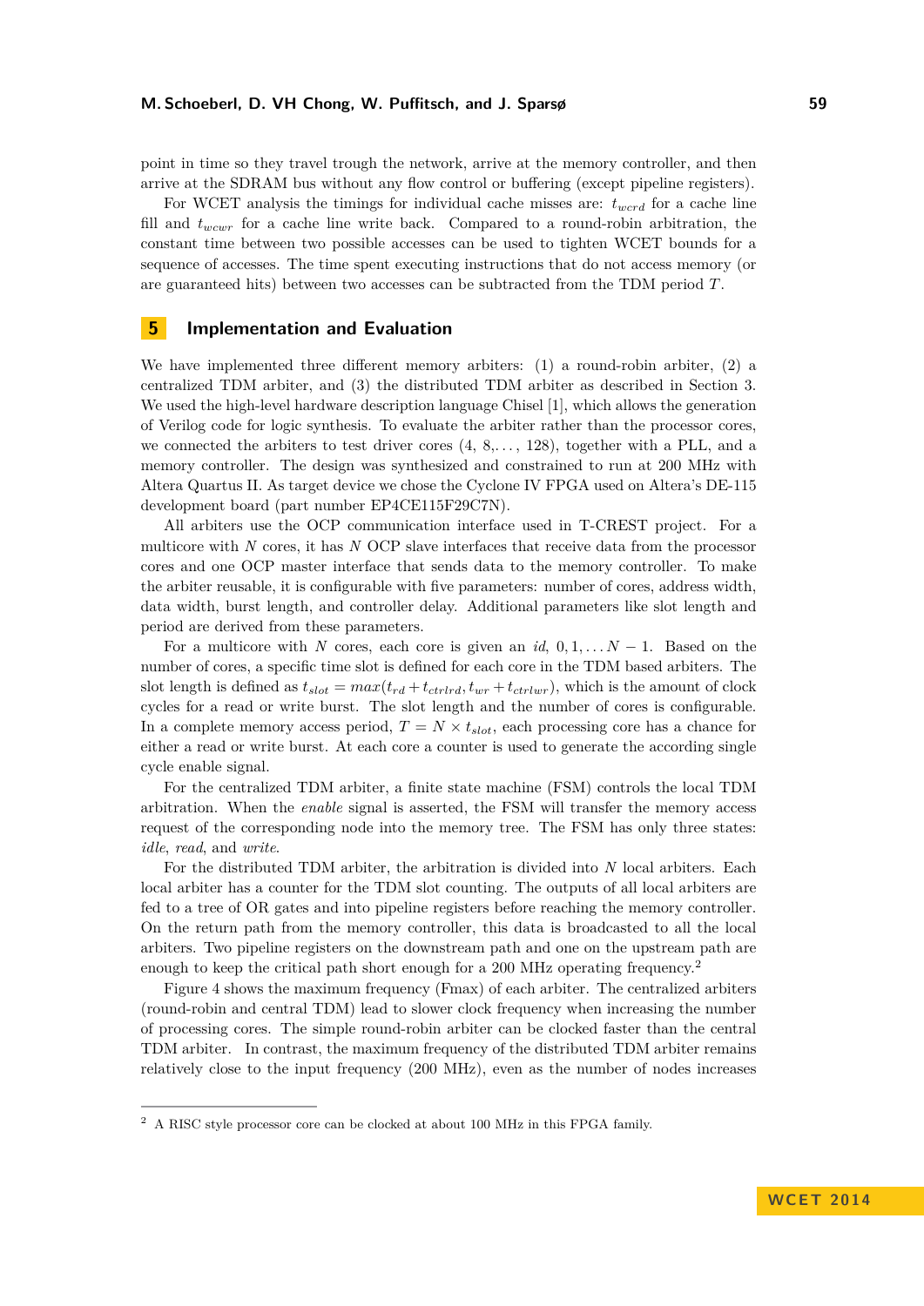point in time so they travel trough the network, arrive at the memory controller, and then arrive at the SDRAM bus without any flow control or buffering (except pipeline registers).

For WCET analysis the timings for individual cache misses are: $t_{wcrd}$ for a cache line fill and $t_{wcwr}$ for a cache line write back. Compared to a round-robin arbitration, the constant time between two possible accesses can be used to tighten WCET bounds for a sequence of accesses. The time spent executing instructions that do not access memory (or are guaranteed hits) between two accesses can be subtracted from the TDM period $T$.

## 5 Implementation and Evaluation

We have implemented three different memory arbiters: (1) a round-robin arbiter, (2) a centralized TDM arbiter, and (3) the distributed TDM arbiter as described in Section 3. We used the high-level hardware description language Chisel [1], which allows the generation of Verilog code for logic synthesis. To evaluate the arbiter rather than the processor cores, we connected the arbiters to test driver cores (4, 8,…, 128), together with a PLL, and a memory controller. The design was synthesized and constrained to run at 200 MHz with Altera Quartus II. As target device we chose the Cyclone IV FPGA used on Altera's DE-115 development board (part number EP4CE115F29C7N).

All arbiters use the OCP communication interface used in T-CREST project. For a multicore with $N$ cores, it has $N$ OCP slave interfaces that receive data from the processor cores and one OCP master interface that sends data to the memory controller. To make the arbiter reusable, it is configurable with five parameters: number of cores, address width, data width, burst length, and controller delay. Additional parameters like slot length and period are derived from these parameters.

For a multicore with $N$ cores, each core is given an *id*, $0, 1, \ldots N-1$. Based on the number of cores, a specific time slot is defined for each core in the TDM based arbiters. The slot length is defined as $t_{slot} = max(t_{rd} + t_{ctrlrd}, t_{wr} + t_{ctrlwr})$, which is the amount of clock cycles for a read or write burst. The slot length and the number of cores is configurable. In a complete memory access period, $T = N \times t_{slot}$, each processing core has a chance for either a read or write burst. At each core a counter is used to generate the according single cycle enable signal.

For the centralized TDM arbiter, a finite state machine (FSM) controls the local TDM arbitration. When the *enable* signal is asserted, the FSM will transfer the memory access request of the corresponding node into the memory tree. The FSM has only three states: *idle*, *read*, and *write*.

For the distributed TDM arbiter, the arbitration is divided into $N$ local arbiters. Each local arbiter has a counter for the TDM slot counting. The outputs of all local arbiters are fed to a tree of OR gates and into pipeline registers before reaching the memory controller. On the return path from the memory controller, this data is broadcasted to all the local arbiters. Two pipeline registers on the downstream path and one on the upstream path are enough to keep the critical path short enough for a 200 MHz operating frequency.[2]

Figure 4 shows the maximum frequency (Fmax) of each arbiter. The centralized arbiters (round-robin and central TDM) lead to slower clock frequency when increasing the number of processing cores. The simple round-robin arbiter can be clocked faster than the central TDM arbiter. In contrast, the maximum frequency of the distributed TDM arbiter remains relatively close to the input frequency (200 MHz), even as the number of nodes increases

[2] A RISC style processor core can be clocked at about 100 MHz in this FPGA family.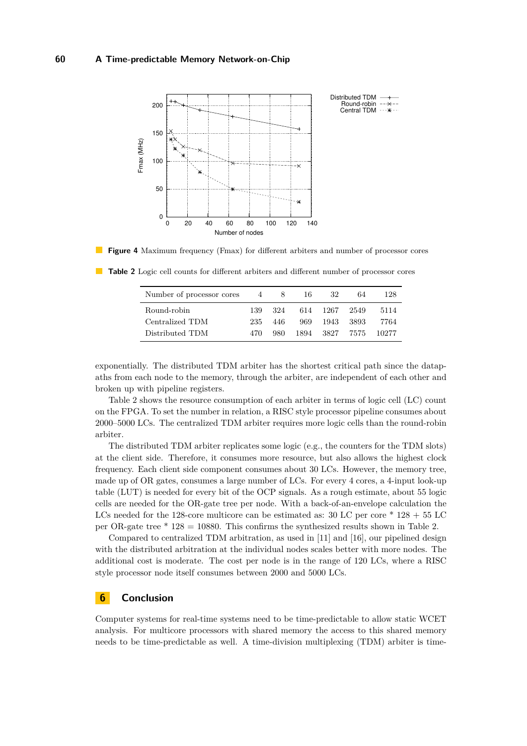**Figure 4** Maximum frequency (Fmax) for different arbiters and number of processor cores

**Table 2** Logic cell counts for different arbiters and different number of processor cores

| Number of processor cores | 4 | 8 | 16 | 32 | 64 | 128 |
|---|---|---|---|---|---|---|
| Round-robin | 139 | 324 | 614 | 1267 | 2549 | 5114 |
| Centralized TDM | 235 | 446 | 969 | 1943 | 3893 | 7764 |
| Distributed TDM | 470 | 980 | 1894 | 3827 | 7575 | 10277 |

exponentially. The distributed TDM arbiter has the shortest critical path since the datapaths from each node to the memory, through the arbiter, are independent of each other and broken up with pipeline registers.

Table 2 shows the resource consumption of each arbiter in terms of logic cell (LC) count on the FPGA. To set the number in relation, a RISC style processor pipeline consumes about 2000–5000 LCs. The centralized TDM arbiter requires more logic cells than the round-robin arbiter.

The distributed TDM arbiter replicates some logic (e.g., the counters for the TDM slots) at the client side. Therefore, it consumes more resource, but also allows the highest clock frequency. Each client side component consumes about 30 LCs. However, the memory tree, made up of OR gates, consumes a large number of LCs. For every 4 cores, a 4-input look-up table (LUT) is needed for every bit of the OCP signals. As a rough estimate, about 55 logic cells are needed for the OR-gate tree per node. With a back-of-an-envelope calculation the LCs needed for the 128-core multicore can be estimated as: 30 LC per core * 128 + 55 LC per OR-gate tree * 128 = 10880. This confirms the synthesized results shown in Table 2.

Compared to centralized TDM arbitration, as used in [11] and [16], our pipelined design with the distributed arbitration at the individual nodes scales better with more nodes. The additional cost is moderate. The cost per node is in the range of 120 LCs, where a RISC style processor node itself consumes between 2000 and 5000 LCs.

## 6 Conclusion

Computer systems for real-time systems need to be time-predictable to allow static WCET analysis. For multicore processors with shared memory the access to this shared memory needs to be time-predictable as well. A time-division multiplexing (TDM) arbiter is time-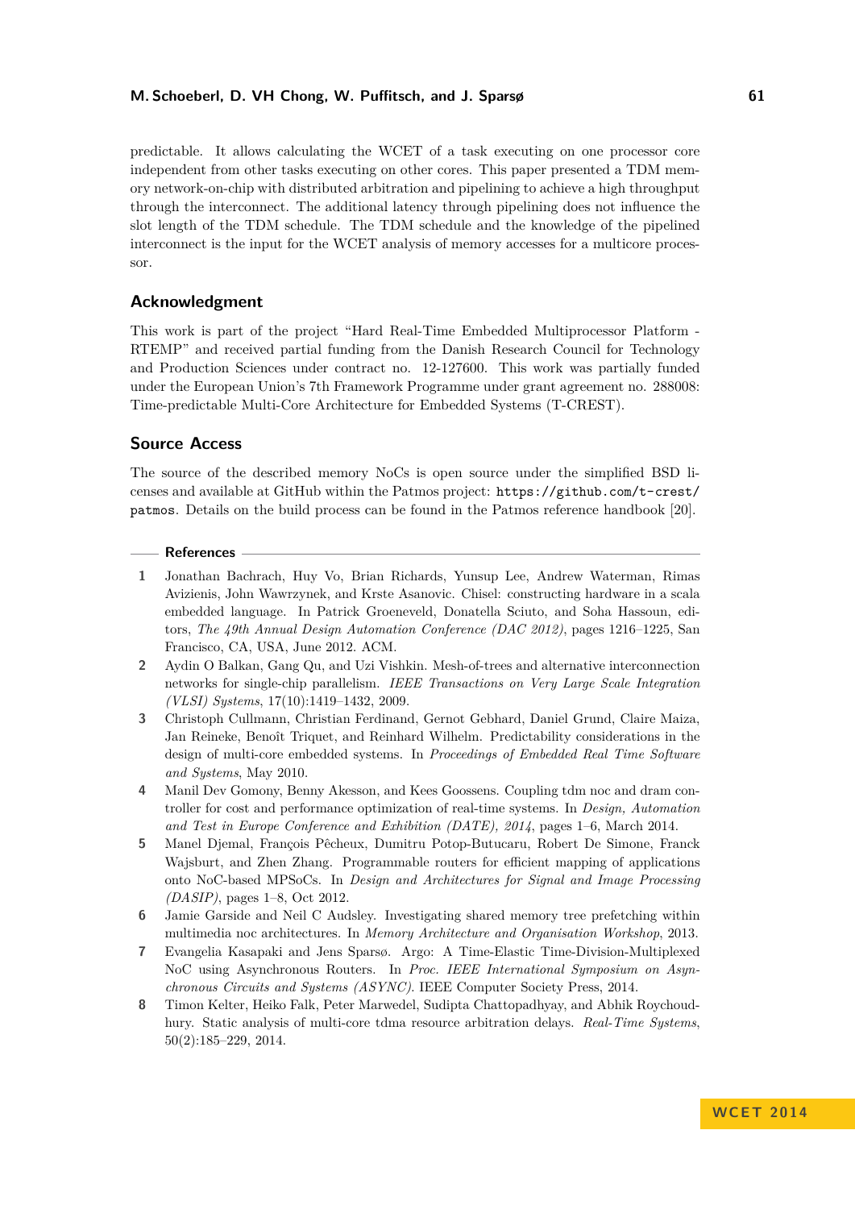predictable. It allows calculating the WCET of a task executing on one processor core independent from other tasks executing on other cores. This paper presented a TDM memory network-on-chip with distributed arbitration and pipelining to achieve a high throughput through the interconnect. The additional latency through pipelining does not influence the slot length of the TDM schedule. The TDM schedule and the knowledge of the pipelined interconnect is the input for the WCET analysis of memory accesses for a multicore processor.

## Acknowledgment

This work is part of the project "Hard Real-Time Embedded Multiprocessor Platform - RTEMP" and received partial funding from the Danish Research Council for Technology and Production Sciences under contract no. 12-127600. This work was partially funded under the European Union's 7th Framework Programme under grant agreement no. 288008: Time-predictable Multi-Core Architecture for Embedded Systems (T-CREST).

## Source Access

The source of the described memory NoCs is open source under the simplified BSD licenses and available at GitHub within the Patmos project: `https://github.com/t-crest/patmos`. Details on the build process can be found in the Patmos reference handbook [20].

## References

1. Jonathan Bachrach, Huy Vo, Brian Richards, Yunsup Lee, Andrew Waterman, Rimas Avizienis, John Wawrzynek, and Krste Asanovic. Chisel: constructing hardware in a scala embedded language. In Patrick Groeneveld, Donatella Sciuto, and Soha Hassoun, editors, *The 49th Annual Design Automation Conference (DAC 2012)*, pages 1216–1225, San Francisco, CA, USA, June 2012. ACM.
2. Aydin O Balkan, Gang Qu, and Uzi Vishkin. Mesh-of-trees and alternative interconnection networks for single-chip parallelism. *IEEE Transactions on Very Large Scale Integration (VLSI) Systems*, 17(10):1419–1432, 2009.
3. Christoph Cullmann, Christian Ferdinand, Gernot Gebhard, Daniel Grund, Claire Maiza, Jan Reineke, Benoît Triquet, and Reinhard Wilhelm. Predictability considerations in the design of multi-core embedded systems. In *Proceedings of Embedded Real Time Software and Systems*, May 2010.
4. Manil Dev Gomony, Benny Akesson, and Kees Goossens. Coupling tdm noc and dram controller for cost and performance optimization of real-time systems. In *Design, Automation and Test in Europe Conference and Exhibition (DATE), 2014*, pages 1–6, March 2014.
5. Manel Djemal, François Pêcheux, Dumitru Potop-Butucaru, Robert De Simone, Franck Wajsburt, and Zhen Zhang. Programmable routers for efficient mapping of applications onto NoC-based MPSoCs. In *Design and Architectures for Signal and Image Processing (DASIP)*, pages 1–8, Oct 2012.
6. Jamie Garside and Neil C Audsley. Investigating shared memory tree prefetching within multimedia noc architectures. In *Memory Architecture and Organisation Workshop*, 2013.
7. Evangelia Kasapaki and Jens Sparsø. Argo: A Time-Elastic Time-Division-Multiplexed NoC using Asynchronous Routers. In *Proc. IEEE International Symposium on Asynchronous Circuits and Systems (ASYNC)*. IEEE Computer Society Press, 2014.
8. Timon Kelter, Heiko Falk, Peter Marwedel, Sudipta Chattopadhyay, and Abhik Roychoudhury. Static analysis of multi-core tdma resource arbitration delays. *Real-Time Systems*, 50(2):185–229, 2014.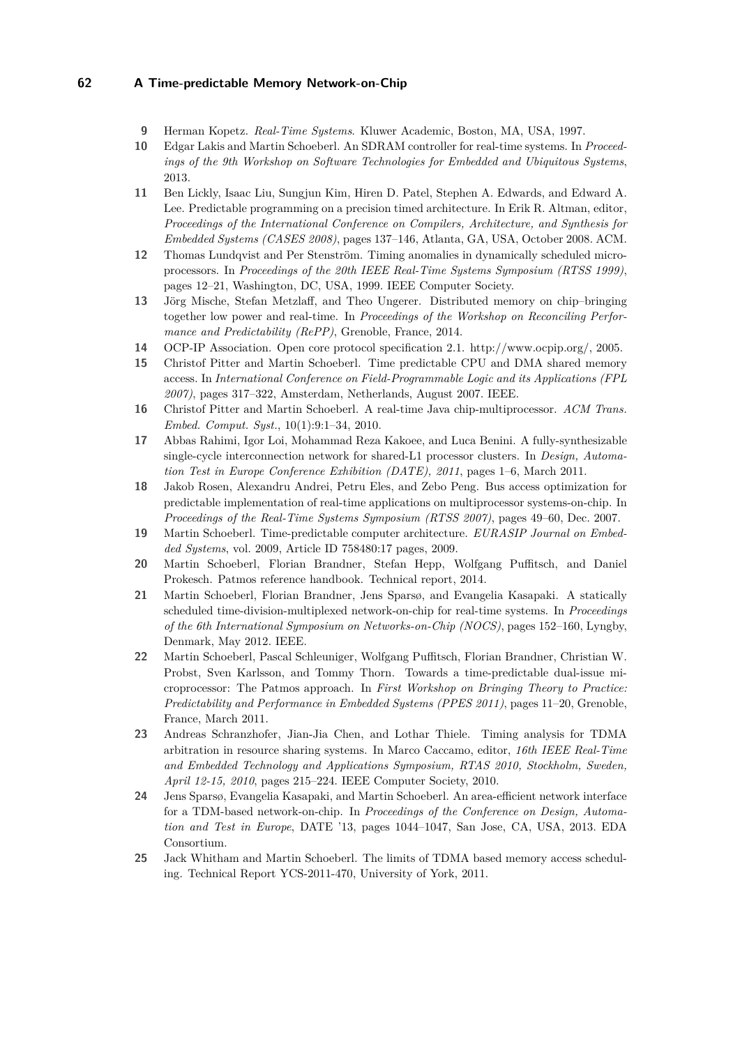9 Herman Kopetz. *Real-Time Systems*. Kluwer Academic, Boston, MA, USA, 1997.

10 Edgar Lakis and Martin Schoeberl. An SDRAM controller for real-time systems. In *Proceedings of the 9th Workshop on Software Technologies for Embedded and Ubiquitous Systems*, 2013.

11 Ben Lickly, Isaac Liu, Sungjun Kim, Hiren D. Patel, Stephen A. Edwards, and Edward A. Lee. Predictable programming on a precision timed architecture. In Erik R. Altman, editor, *Proceedings of the International Conference on Compilers, Architecture, and Synthesis for Embedded Systems (CASES 2008)*, pages 137–146, Atlanta, GA, USA, October 2008. ACM.

12 Thomas Lundqvist and Per Stenström. Timing anomalies in dynamically scheduled microprocessors. In *Proceedings of the 20th IEEE Real-Time Systems Symposium (RTSS 1999)*, pages 12–21, Washington, DC, USA, 1999. IEEE Computer Society.

13 Jörg Mische, Stefan Metzlaff, and Theo Ungerer. Distributed memory on chip–bringing together low power and real-time. In *Proceedings of the Workshop on Reconciling Performance and Predictability (RePP)*, Grenoble, France, 2014.

14 OCP-IP Association. Open core protocol specification 2.1. http://www.ocpip.org/, 2005.

15 Christof Pitter and Martin Schoeberl. Time predictable CPU and DMA shared memory access. In *International Conference on Field-Programmable Logic and its Applications (FPL 2007)*, pages 317–322, Amsterdam, Netherlands, August 2007. IEEE.

16 Christof Pitter and Martin Schoeberl. A real-time Java chip-multiprocessor. *ACM Trans. Embed. Comput. Syst.*, 10(1):9:1–34, 2010.

17 Abbas Rahimi, Igor Loi, Mohammad Reza Kakoee, and Luca Benini. A fully-synthesizable single-cycle interconnection network for shared-L1 processor clusters. In *Design, Automation Test in Europe Conference Exhibition (DATE), 2011*, pages 1–6, March 2011.

18 Jakob Rosen, Alexandru Andrei, Petru Eles, and Zebo Peng. Bus access optimization for predictable implementation of real-time applications on multiprocessor systems-on-chip. In *Proceedings of the Real-Time Systems Symposium (RTSS 2007)*, pages 49–60, Dec. 2007.

19 Martin Schoeberl. Time-predictable computer architecture. *EURASIP Journal on Embedded Systems*, vol. 2009, Article ID 758480:17 pages, 2009.

20 Martin Schoeberl, Florian Brandner, Stefan Hepp, Wolfgang Puffitsch, and Daniel Prokesch. Patmos reference handbook. Technical report, 2014.

21 Martin Schoeberl, Florian Brandner, Jens Sparsø, and Evangelia Kasapaki. A statically scheduled time-division-multiplexed network-on-chip for real-time systems. In *Proceedings of the 6th International Symposium on Networks-on-Chip (NOCS)*, pages 152–160, Lyngby, Denmark, May 2012. IEEE.

22 Martin Schoeberl, Pascal Schleuniger, Wolfgang Puffitsch, Florian Brandner, Christian W. Probst, Sven Karlsson, and Tommy Thorn. Towards a time-predictable dual-issue microprocessor: The Patmos approach. In *First Workshop on Bringing Theory to Practice: Predictability and Performance in Embedded Systems (PPES 2011)*, pages 11–20, Grenoble, France, March 2011.

23 Andreas Schranzhofer, Jian-Jia Chen, and Lothar Thiele. Timing analysis for TDMA arbitration in resource sharing systems. In Marco Caccamo, editor, *16th IEEE Real-Time and Embedded Technology and Applications Symposium, RTAS 2010, Stockholm, Sweden, April 12-15, 2010*, pages 215–224. IEEE Computer Society, 2010.

24 Jens Sparsø, Evangelia Kasapaki, and Martin Schoeberl. An area-efficient network interface for a TDM-based network-on-chip. In *Proceedings of the Conference on Design, Automation and Test in Europe*, DATE '13, pages 1044–1047, San Jose, CA, USA, 2013. EDA Consortium.

25 Jack Whitham and Martin Schoeberl. The limits of TDMA based memory access scheduling. Technical Report YCS-2011-470, University of York, 2011.